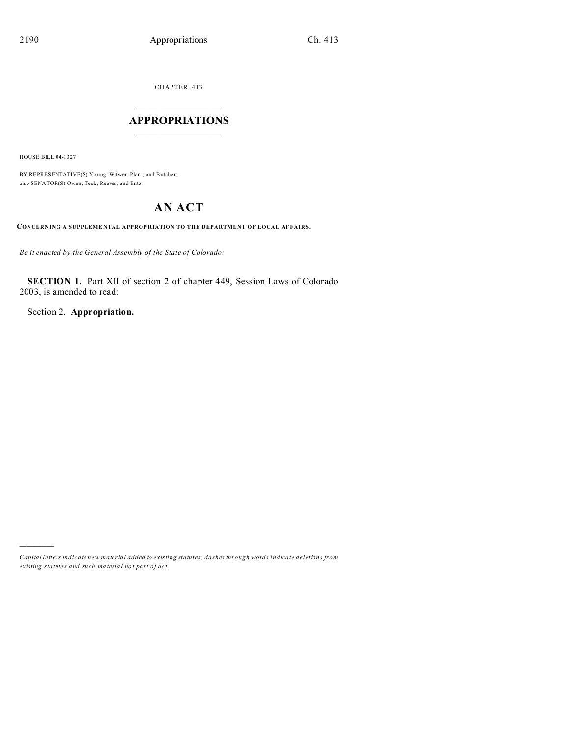CHAPTER 413

# APPROPRIATIONS

HOUSE BILL 04-1327

BY REPRESENTATIVE(S) Young, Witwer, Plant, and Butcher;
also SENATOR(S) Owen, Teck, Reeves, and Entz.

## AN ACT

**CONCERNING A SUPPLEMENTAL APPROPRIATION TO THE DEPARTMENT OF LOCAL AFFAIRS.**

*Be it enacted by the General Assembly of the State of Colorado:*

**SECTION 1.** Part XII of section 2 of chapter 449, Session Laws of Colorado 2003, is amended to read:

Section 2. **Appropriation.**

---

*Capital letters indicate new material added to existing statutes; dashes through words indicate deletions from existing statutes and such material not part of act.*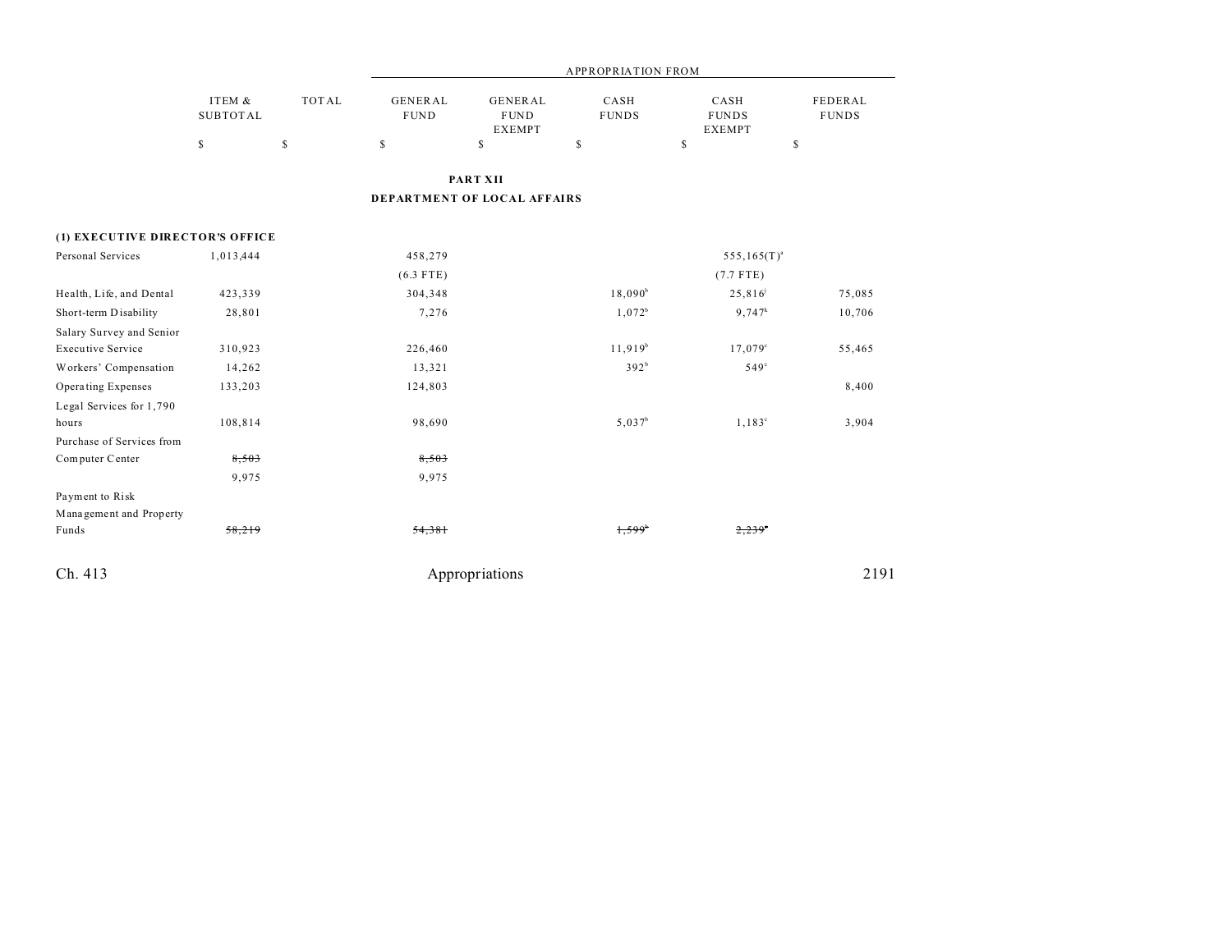| | ITEM & SUBTOTAL | TOTAL | APPROPRIATION FROM GENERAL FUND | GENERAL FUND EXEMPT | CASH FUNDS | CASH FUNDS EXEMPT | FEDERAL FUNDS |
|---|---|---|---|---|---|---|---|
| | $ | $ | $ | $ | $ | $ | $ |

**PART XII**

**DEPARTMENT OF LOCAL AFFAIRS**

**(1) EXECUTIVE DIRECTOR'S OFFICE**

| | ITEM & SUBTOTAL | TOTAL | GENERAL FUND | GENERAL FUND EXEMPT | CASH FUNDS | CASH FUNDS EXEMPT | FEDERAL FUNDS |
|---|---|---|---|---|---|---|---|
| Personal Services | 1,013,444 | | 458,279 | | | 555,165(T)[a] | |
| | | | (6.3 FTE) | | | (7.7 FTE) | |
| Health, Life, and Dental | 423,339 | | 304,348 | | 18,090[b] | 25,816[j] | 75,085 |
| Short-term Disability | 28,801 | | 7,276 | | 1,072[b] | 9,747[k] | 10,706 |
| Salary Survey and Senior Executive Service | 310,923 | | 226,460 | | 11,919[b] | 17,079[c] | 55,465 |
| Workers' Compensation | 14,262 | | 13,321 | | 392[b] | 549[c] | |
| Operating Expenses | 133,203 | | 124,803 | | | | 8,400 |
| Legal Services for 1,790 hours | 108,814 | | 98,690 | | 5,037[b] | 1,183[c] | 3,904 |
| Purchase of Services from Computer Center | ~~8,503~~ | | ~~8,503~~ | | | | |
| | 9,975 | | 9,975 | | | | |
| Payment to Risk Management and Property Funds | ~~58,219~~ | | ~~54,381~~ | | ~~1,599[b]~~ | ~~2,239[c]~~ | |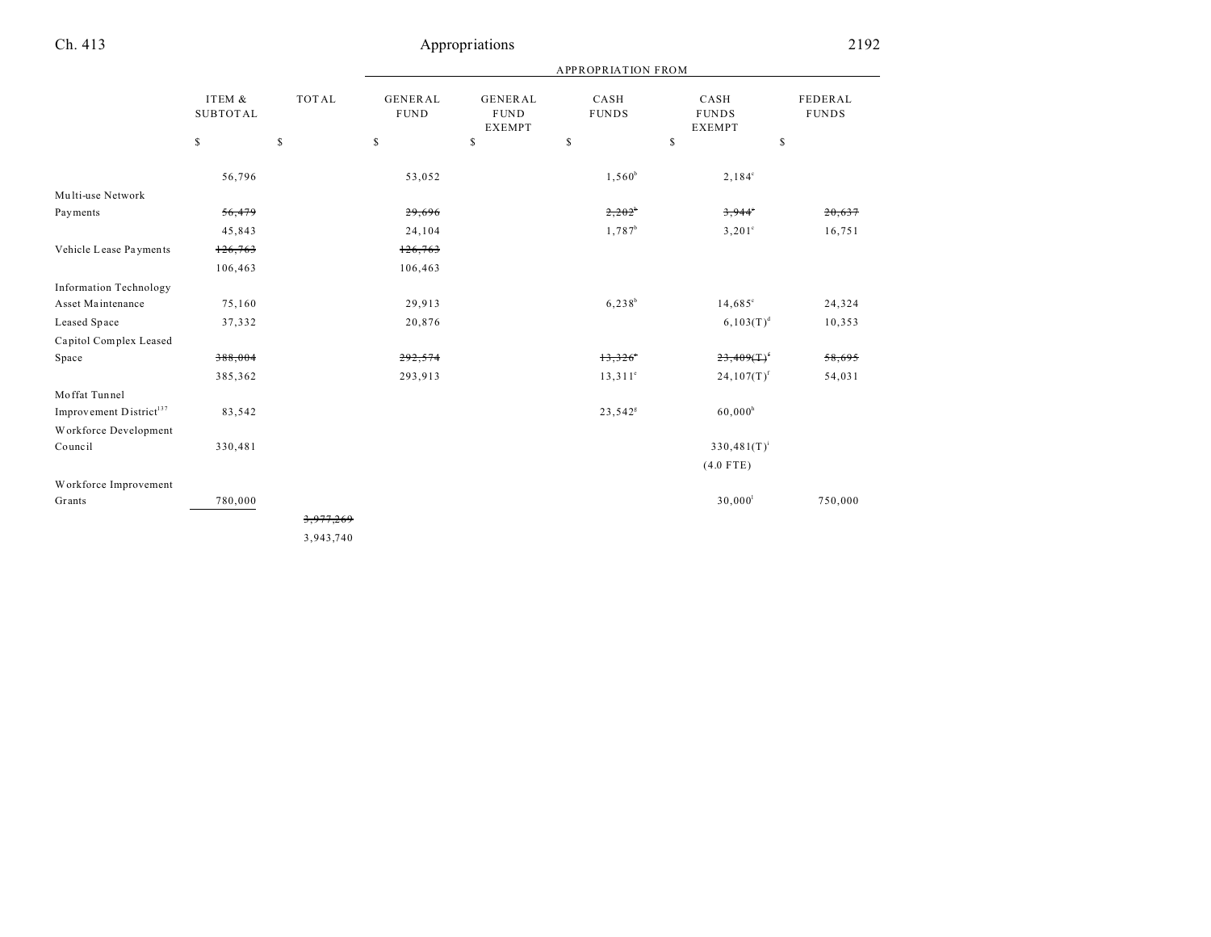| | ITEM & SUBTOTAL | TOTAL | GENERAL FUND | GENERAL FUND EXEMPT | CASH FUNDS | CASH FUNDS EXEMPT | FEDERAL FUNDS |
|---|---|---|---|---|---|---|---|
| | | | APPROPRIATION FROM | | | | |
| | $ | $ | $ | $ | $ | $ | $ |
| | 56,796 | | 53,052 | | 1,560[b] | 2,184[c] | |
| Multi-use Network Payments | ~~56,479~~ | | ~~29,696~~ | | ~~2,202[b]~~ | ~~3,944[c]~~ | ~~20,637~~ |
| | 45,843 | | 24,104 | | 1,787[b] | 3,201[c] | 16,751 |
| Vehicle Lease Payments | ~~126,763~~ | | ~~126,763~~ | | | | |
| | 106,463 | | 106,463 | | | | |
| Information Technology Asset Maintenance | 75,160 | | 29,913 | | 6,238[b] | 14,685[c] | 24,324 |
| Leased Space | 37,332 | | 20,876 | | | 6,103(T)[d] | 10,353 |
| Capitol Complex Leased Space | ~~388,004~~ | | ~~292,574~~ | | ~~13,326[e]~~ | ~~23,409(T)[f]~~ | ~~58,695~~ |
| | 385,362 | | 293,913 | | 13,311[e] | 24,107(T)[f] | 54,031 |
| Moffat Tunnel Improvement District[137] | 83,542 | | | | 23,542[g] | 60,000[h] | |
| Workforce Development Council | 330,481 | | | | | 330,481(T)[i] | |
| | | | | | | (4.0 FTE) | |
| Workforce Improvement Grants | 780,000 | | | | | 30,000[j] | 750,000 |
| | | ~~3,977,269~~ | | | | | |
| | | 3,943,740 | | | | | |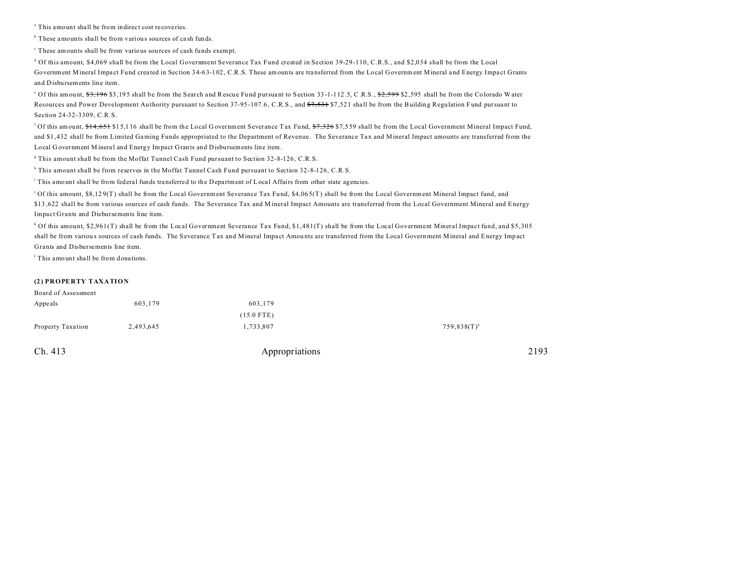[a] This amount shall be from indirect cost recoveries.

[b] These amounts shall be from various sources of cash funds.

[c] These amounts shall be from various sources of cash funds exempt.

[d] Of this amount, $4,069 shall be from the Local Government Severance Tax Fund created in Section 39-29-110, C.R.S., and $2,034 shall be from the Local Government Mineral Impact Fund created in Section 34-63-102, C.R.S. These amounts are transferred from the Local Government Mineral and Energy Impact Grants and Disbursements line item.

[e] Of this amount, ~~$3,196~~ $3,195 shall be from the Search and Rescue Fund pursuant to Section 33-1-112.5, C.R.S., ~~$2,599~~ $2,595 shall be from the Colorado Water Resources and Power Development Authority pursuant to Section 37-95-107.6, C.R.S., and ~~$7,531~~ $7,521 shall be from the Building Regulation Fund pursuant to Section 24-32-3309, C.R.S.

[f] Of this amount, ~~$14,651~~ $15,116 shall be from the Local Government Severance Tax Fund, ~~$7,326~~ $7,559 shall be from the Local Government Mineral Impact Fund, and $1,432 shall be from Limited Gaming Funds appropriated to the Department of Revenue. The Severance Tax and Mineral Impact amounts are transferred from the Local Government Mineral and Energy Impact Grants and Disbursements line item.

[g] This amount shall be from the Moffat Tunnel Cash Fund pursuant to Section 32-8-126, C.R.S.

[h] This amount shall be from reserves in the Moffat Tunnel Cash Fund pursuant to Section 32-8-126, C.R.S.

[i] This amount shall be from federal funds transferred to the Department of Local Affairs from other state agencies.

[j] Of this amount, $8,129(T) shall be from the Local Government Severance Tax Fund, $4,065(T) shall be from the Local Government Mineral Impact fund, and $13,622 shall be from various sources of cash funds. The Severance Tax and Mineral Impact Amounts are transferred from the Local Government Mineral and Energy Impact Grants and Disbursements line item.

[k] Of this amount, $2,961(T) shall be from the Local Government Severance Tax Fund, $1,481(T) shall be from the Local Government Mineral Impact fund, and $5,305 shall be from various sources of cash funds. The Severance Tax and Mineral Impact Amounts are transferred from the Local Government Mineral and Energy Impact Grants and Disbursements line item.

[l] This amount shall be from donations.

**(2) PROPERTY TAXATION**

| | | | | | |
|---|---|---|---|---|---|
| Board of Assessment Appeals | 603,179 | 603,179<br>(15.0 FTE) | | | |
| Property Taxation | 2,493,645 | 1,733,807 | | 759,838(T)[a] | |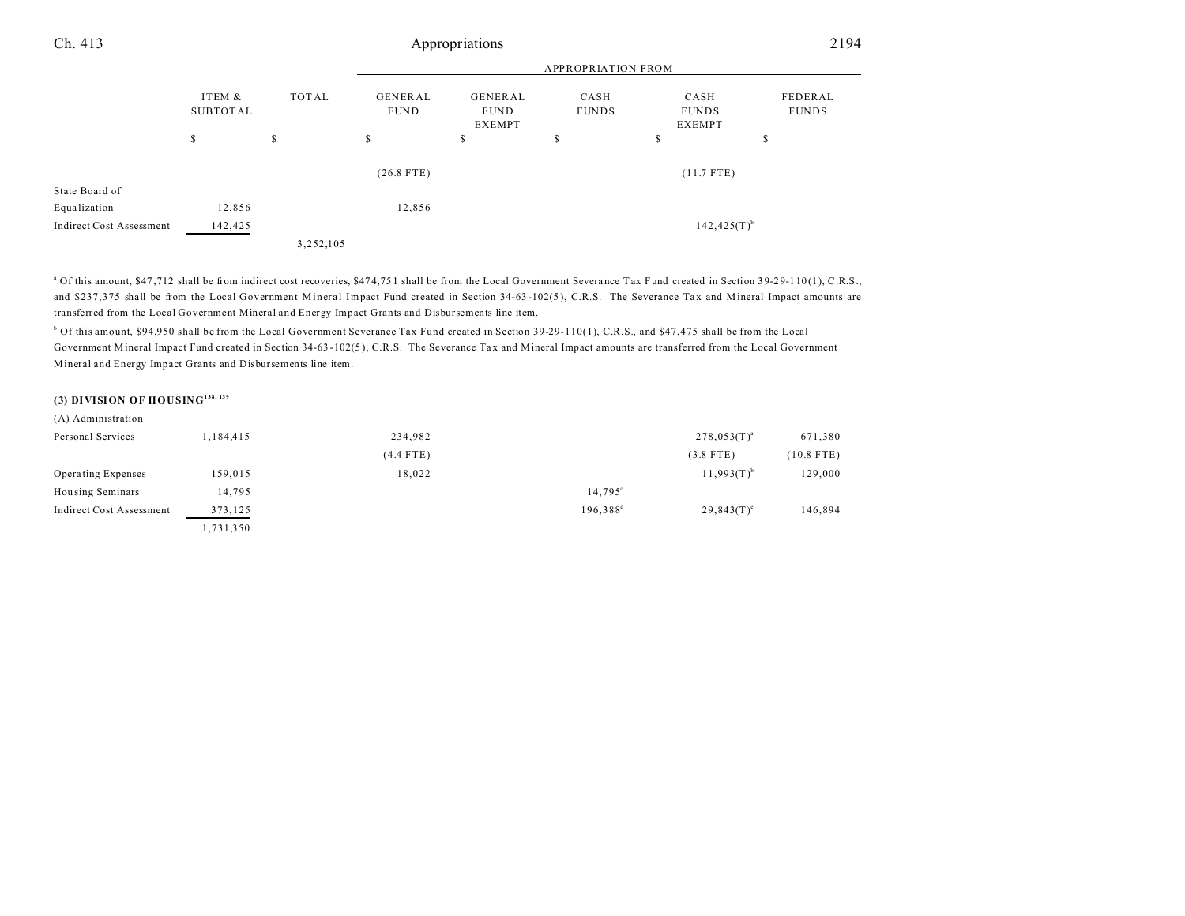| | ITEM & SUBTOTAL | TOTAL | GENERAL FUND | GENERAL FUND EXEMPT | CASH FUNDS | CASH FUNDS EXEMPT | FEDERAL FUNDS |
|---|---|---|---|---|---|---|---|
| | | | APPROPRIATION FROM | | | | |
| | $ | $ | $ | $ | $ | $ | $ |
| | | | (26.8 FTE) | | | (11.7 FTE) | |
| State Board of Equalization | 12,856 | | 12,856 | | | | |
| Indirect Cost Assessment | 142,425 | | | | | 142,425(T)[b] | |
| | | 3,252,105 | | | | | |

[a] Of this amount, $47,712 shall be from indirect cost recoveries, $474,751 shall be from the Local Government Severance Tax Fund created in Section 39-29-110(1), C.R.S., and $237,375 shall be from the Local Government Mineral Impact Fund created in Section 34-63-102(5), C.R.S. The Severance Tax and Mineral Impact amounts are transferred from the Local Government Mineral and Energy Impact Grants and Disbursements line item.

[b] Of this amount, $94,950 shall be from the Local Government Severance Tax Fund created in Section 39-29-110(1), C.R.S., and $47,475 shall be from the Local Government Mineral Impact Fund created in Section 34-63-102(5), C.R.S. The Severance Tax and Mineral Impact amounts are transferred from the Local Government Mineral and Energy Impact Grants and Disbursements line item.

**(3) DIVISION OF HOUSING[138, 139]**

| | ITEM & SUBTOTAL | TOTAL | GENERAL FUND | GENERAL FUND EXEMPT | CASH FUNDS | CASH FUNDS EXEMPT | FEDERAL FUNDS |
|---|---|---|---|---|---|---|---|
| (A) Administration | | | | | | | |
| Personal Services | 1,184,415 | | 234,982 | | | 278,053(T)[a] | 671,380 |
| | | | (4.4 FTE) | | | (3.8 FTE) | (10.8 FTE) |
| Operating Expenses | 159,015 | | 18,022 | | | 11,993(T)[b] | 129,000 |
| Housing Seminars | 14,795 | | | | 14,795[c] | | |
| Indirect Cost Assessment | 373,125 | | | | 196,388[d] | 29,843(T)[e] | 146,894 |
| | 1,731,350 | | | | | | |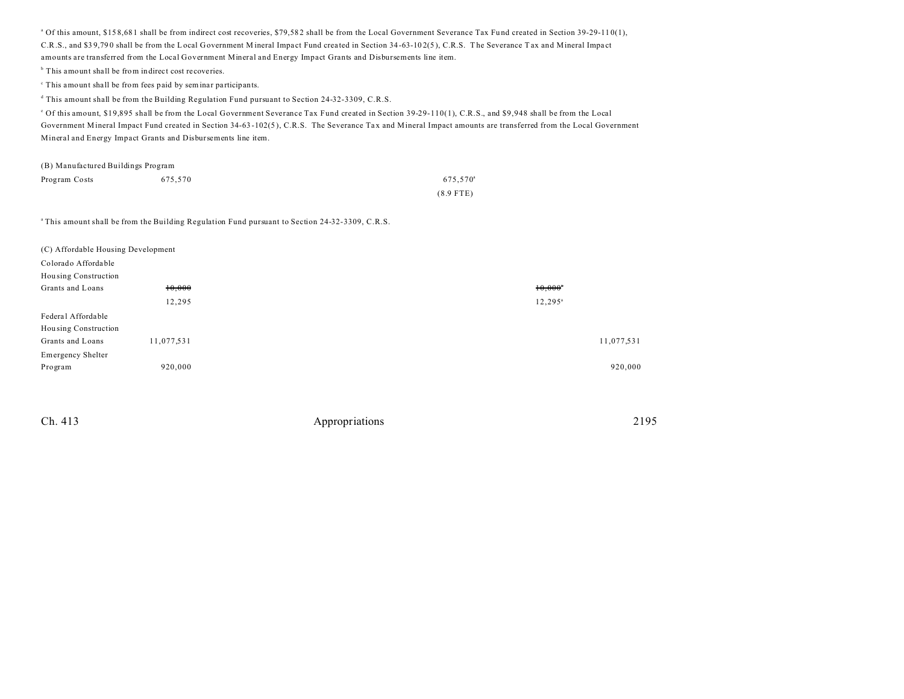[a] Of this amount, $158,681 shall be from indirect cost recoveries, $79,582 shall be from the Local Government Severance Tax Fund created in Section 39-29-110(1), C.R.S., and $39,790 shall be from the Local Government Mineral Impact Fund created in Section 34-63-102(5), C.R.S. The Severance Tax and Mineral Impact amounts are transferred from the Local Government Mineral and Energy Impact Grants and Disbursements line item.

[b] This amount shall be from indirect cost recoveries.

[c] This amount shall be from fees paid by seminar participants.

[d] This amount shall be from the Building Regulation Fund pursuant to Section 24-32-3309, C.R.S.

[e] Of this amount, $19,895 shall be from the Local Government Severance Tax Fund created in Section 39-29-110(1), C.R.S., and $9,948 shall be from the Local Government Mineral Impact Fund created in Section 34-63-102(5), C.R.S. The Severance Tax and Mineral Impact amounts are transferred from the Local Government Mineral and Energy Impact Grants and Disbursements line item.

(B) Manufactured Buildings Program

| | | | | | |
|---|---|---|---|---|---|
| Program Costs | 675,570 | | 675,570[a] | | |
| | | | (8.9 FTE) | | |

[a] This amount shall be from the Building Regulation Fund pursuant to Section 24-32-3309, C.R.S.

(C) Affordable Housing Development

| | | | | | |
|---|---|---|---|---|---|
| Colorado Affordable Housing Construction Grants and Loans | ~~10,000~~ | | | ~~10,000~~[a] | |
| | 12,295 | | | 12,295[a] | |
| Federal Affordable Housing Construction Grants and Loans | 11,077,531 | | | | 11,077,531 |
| Emergency Shelter Program | 920,000 | | | | 920,000 |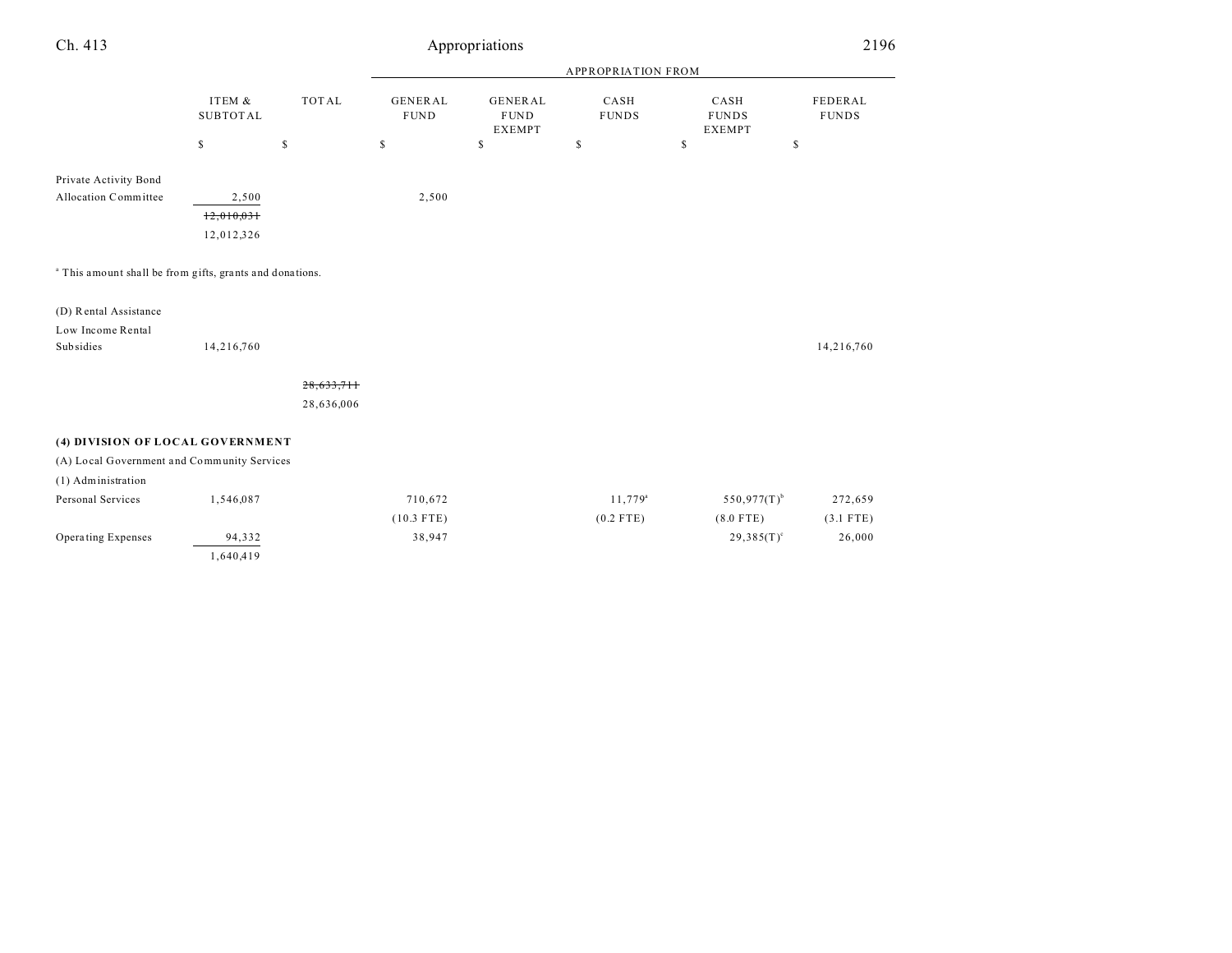| | ITEM & SUBTOTAL | TOTAL | APPROPRIATION FROM | | | | |
|---|---|---|---|---|---|---|---|
| | | | GENERAL FUND | GENERAL FUND EXEMPT | CASH FUNDS | CASH FUNDS EXEMPT | FEDERAL FUNDS |
| | $ | $ | $ | $ | $ | $ | $ |
| Private Activity Bond Allocation Committee | 2,500 | | 2,500 | | | | |
| | ~~12,010,031~~ | | | | | | |
| | 12,012,326 | | | | | | |

[a] This amount shall be from gifts, grants and donations.

| | ITEM & SUBTOTAL | TOTAL | GENERAL FUND | GENERAL FUND EXEMPT | CASH FUNDS | CASH FUNDS EXEMPT | FEDERAL FUNDS |
|---|---|---|---|---|---|---|---|
| (D) Rental Assistance | | | | | | | |
| Low Income Rental Subsidies | 14,216,760 | | | | | | 14,216,760 |
| | | ~~28,633,711~~ | | | | | |
| | | 28,636,006 | | | | | |
| **(4) DIVISION OF LOCAL GOVERNMENT** | | | | | | | |
| (A) Local Government and Community Services | | | | | | | |
| (1) Administration | | | | | | | |
| Personal Services | 1,546,087 | | 710,672 | | 11,779[a] | 550,977(T)[b] | 272,659 |
| | | | (10.3 FTE) | | (0.2 FTE) | (8.0 FTE) | (3.1 FTE) |
| Operating Expenses | 94,332 | | 38,947 | | | 29,385(T)[c] | 26,000 |
| | 1,640,419 | | | | | | |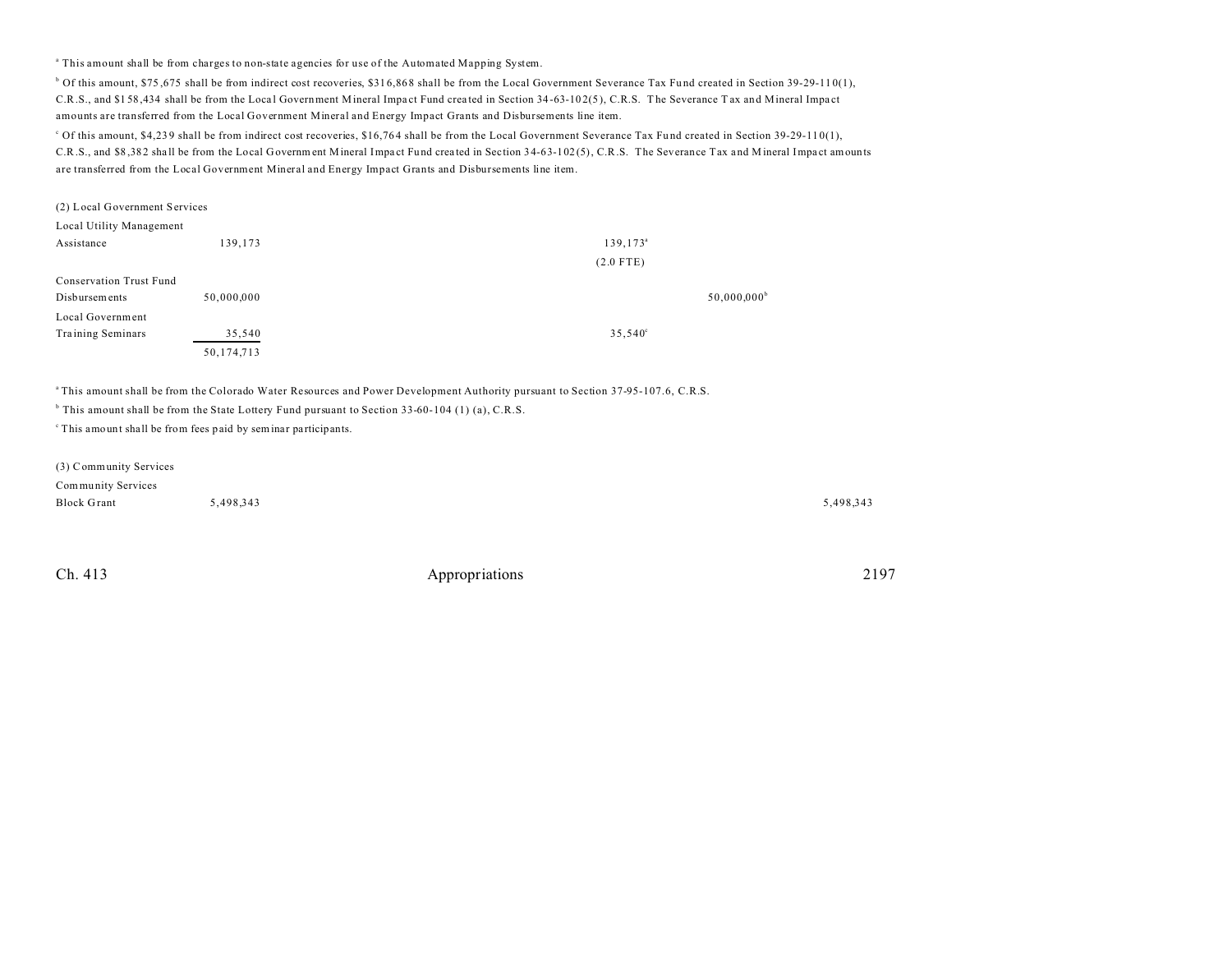[a] This amount shall be from charges to non-state agencies for use of the Automated Mapping System.

[b] Of this amount, $75,675 shall be from indirect cost recoveries, $316,868 shall be from the Local Government Severance Tax Fund created in Section 39-29-110(1), C.R.S., and $158,434 shall be from the Local Government Mineral Impact Fund created in Section 34-63-102(5), C.R.S. The Severance Tax and Mineral Impact amounts are transferred from the Local Government Mineral and Energy Impact Grants and Disbursements line item.

[c] Of this amount, $4,239 shall be from indirect cost recoveries, $16,764 shall be from the Local Government Severance Tax Fund created in Section 39-29-110(1), C.R.S., and $8,382 shall be from the Local Government Mineral Impact Fund created in Section 34-63-102(5), C.R.S. The Severance Tax and Mineral Impact amounts are transferred from the Local Government Mineral and Energy Impact Grants and Disbursements line item.

| | | | | | |
|---|---|---|---|---|---|
| (2) Local Government Services | | | | | |
| Local Utility Management Assistance | 139,173 | | 139,173[a] | | |
| | | | (2.0 FTE) | | |
| Conservation Trust Fund Disbursements | 50,000,000 | | | 50,000,000[b] | |
| Local Government Training Seminars | 35,540 | | 35,540[c] | | |
| | 50,174,713 | | | | |

[a] This amount shall be from the Colorado Water Resources and Power Development Authority pursuant to Section 37-95-107.6, C.R.S.

[b] This amount shall be from the State Lottery Fund pursuant to Section 33-60-104 (1) (a), C.R.S.

[c] This amount shall be from fees paid by seminar participants.

| | | | | | |
|---|---|---|---|---|---|
| (3) Community Services | | | | | |
| Community Services Block Grant | 5,498,343 | | | | 5,498,343 |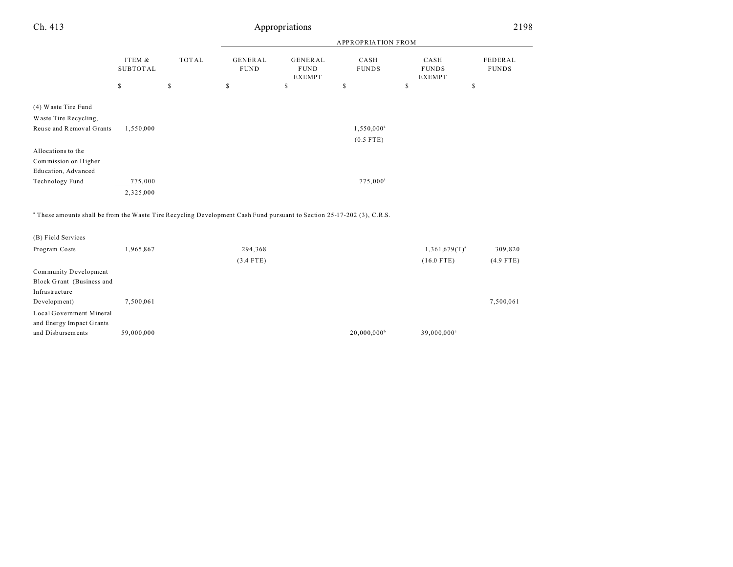| | ITEM & SUBTOTAL | TOTAL | GENERAL FUND | GENERAL FUND EXEMPT | CASH FUNDS | CASH FUNDS EXEMPT | FEDERAL FUNDS |
|---|---|---|---|---|---|---|---|
| | | | APPROPRIATION FROM | | | | |
| | $ | $ | $ | $ | $ | $ | $ |
| (4) Waste Tire Fund | | | | | | | |
| Waste Tire Recycling, Reuse and Removal Grants | 1,550,000 | | | | 1,550,000[a] | | |
| | | | | | (0.5 FTE) | | |
| Allocations to the Commission on Higher Education, Advanced Technology Fund | 775,000 | | | | 775,000[a] | | |
| | 2,325,000 | | | | | | |

[a] These amounts shall be from the Waste Tire Recycling Development Cash Fund pursuant to Section 25-17-202 (3), C.R.S.

| | ITEM & SUBTOTAL | TOTAL | GENERAL FUND | GENERAL FUND EXEMPT | CASH FUNDS | CASH FUNDS EXEMPT | FEDERAL FUNDS |
|---|---|---|---|---|---|---|---|
| (B) Field Services | | | | | | | |
| Program Costs | 1,965,867 | | 294,368 | | | 1,361,679(T)[a] | 309,820 |
| | | | (3.4 FTE) | | | (16.0 FTE) | (4.9 FTE) |
| Community Development Block Grant (Business and Infrastructure Development) | 7,500,061 | | | | | | 7,500,061 |
| Local Government Mineral and Energy Impact Grants and Disbursements | 59,000,000 | | | | 20,000,000[b] | 39,000,000[c] | |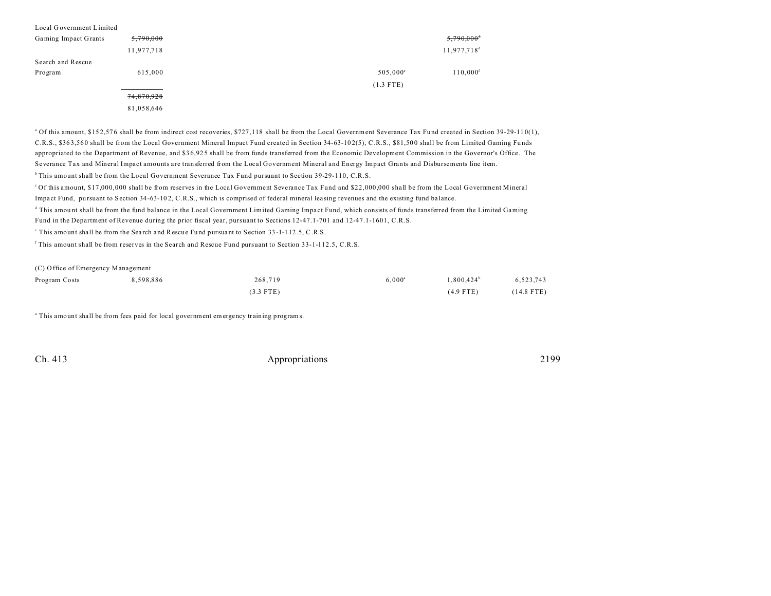| | | | | | | |
|---|---|---|---|---|---|---|
| Local Government Limited Gaming Impact Grants | ~~5,790,000~~ | | | | ~~5,790,000~~[d] | |
| | 11,977,718 | | | | 11,977,718[d] | |
| Search and Rescue Program | 615,000 | | | 505,000[e] | 110,000[f] | |
| | | | | (1.3 FTE) | | |
| | ~~74,870,928~~ | | | | | |
| | 81,058,646 | | | | | |

[a] Of this amount, $152,576 shall be from indirect cost recoveries, $727,118 shall be from the Local Government Severance Tax Fund created in Section 39-29-110(1), C.R.S., $363,560 shall be from the Local Government Mineral Impact Fund created in Section 34-63-102(5), C.R.S., $81,500 shall be from Limited Gaming Funds appropriated to the Department of Revenue, and $36,925 shall be from funds transferred from the Economic Development Commission in the Governor's Office. The Severance Tax and Mineral Impact amounts are transferred from the Local Government Mineral and Energy Impact Grants and Disbursements line item.

[b] This amount shall be from the Local Government Severance Tax Fund pursuant to Section 39-29-110, C.R.S.

[c] Of this amount, $17,000,000 shall be from reserves in the Local Government Severance Tax Fund and $22,000,000 shall be from the Local Government Mineral Impact Fund, pursuant to Section 34-63-102, C.R.S., which is comprised of federal mineral leasing revenues and the existing fund balance.

[d] This amount shall be from the fund balance in the Local Government Limited Gaming Impact Fund, which consists of funds transferred from the Limited Gaming Fund in the Department of Revenue during the prior fiscal year, pursuant to Sections 12-47.1-701 and 12-47.1-1601, C.R.S.

[e] This amount shall be from the Search and Rescue Fund pursuant to Section 33-1-112.5, C.R.S.

[f] This amount shall be from reserves in the Search and Rescue Fund pursuant to Section 33-1-112.5, C.R.S.

(C) Office of Emergency Management

| | | | | | | |
|---|---|---|---|---|---|---|
| Program Costs | 8,598,886 | 268,719 | | 6,000[a] | 1,800,424[b] | 6,523,743 |
| | | (3.3 FTE) | | | (4.9 FTE) | (14.8 FTE) |

[a] This amount shall be from fees paid for local government emergency training programs.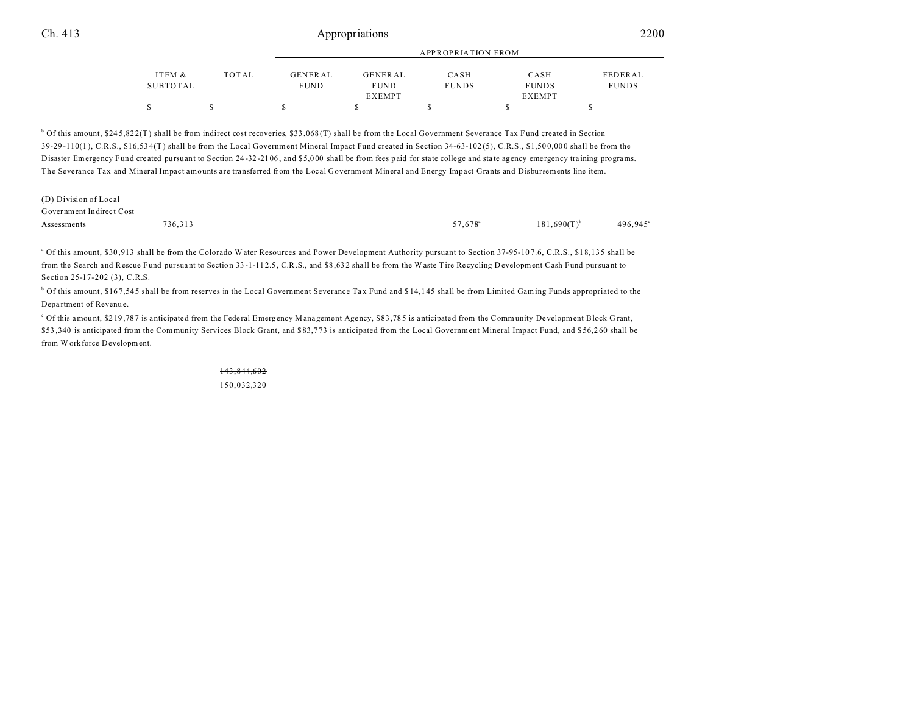| | ITEM & SUBTOTAL | TOTAL | GENERAL FUND | GENERAL FUND EXEMPT | CASH FUNDS | CASH FUNDS EXEMPT | FEDERAL FUNDS |
|---|---|---|---|---|---|---|---|
| | | | APPROPRIATION FROM | | | | |
| | $ | $ | $ | $ | $ | $ | $ |

[b] Of this amount, $245,822(T) shall be from indirect cost recoveries, $33,068(T) shall be from the Local Government Severance Tax Fund created in Section 39-29-110(1), C.R.S., $16,534(T) shall be from the Local Government Mineral Impact Fund created in Section 34-63-102(5), C.R.S., $1,500,000 shall be from the Disaster Emergency Fund created pursuant to Section 24-32-2106, and $5,000 shall be from fees paid for state college and state agency emergency training programs. The Severance Tax and Mineral Impact amounts are transferred from the Local Government Mineral and Energy Impact Grants and Disbursements line item.

| | ITEM & SUBTOTAL | TOTAL | GENERAL FUND | GENERAL FUND EXEMPT | CASH FUNDS | CASH FUNDS EXEMPT | FEDERAL FUNDS |
|---|---|---|---|---|---|---|---|
| (D) Division of Local Government Indirect Cost Assessments | 736,313 | | | | 57,678[a] | 181,690(T)[b] | 496,945[c] |

[a] Of this amount, $30,913 shall be from the Colorado Water Resources and Power Development Authority pursuant to Section 37-95-107.6, C.R.S., $18,135 shall be from the Search and Rescue Fund pursuant to Section 33-1-112.5, C.R.S., and $8,632 shall be from the Waste Tire Recycling Development Cash Fund pursuant to Section 25-17-202 (3), C.R.S.

[b] Of this amount, $167,545 shall be from reserves in the Local Government Severance Tax Fund and $14,145 shall be from Limited Gaming Funds appropriated to the Department of Revenue.

[c] Of this amount, $219,787 is anticipated from the Federal Emergency Management Agency, $83,785 is anticipated from the Community Development Block Grant, $53,340 is anticipated from the Community Services Block Grant, and $83,773 is anticipated from the Local Government Mineral Impact Fund, and $56,260 shall be from Workforce Development.

| | ITEM & SUBTOTAL | TOTAL | GENERAL FUND | GENERAL FUND EXEMPT | CASH FUNDS | CASH FUNDS EXEMPT | FEDERAL FUNDS |
|---|---|---|---|---|---|---|---|
| | | ~~143,844,602~~ | | | | | |
| | | 150,032,320 | | | | | |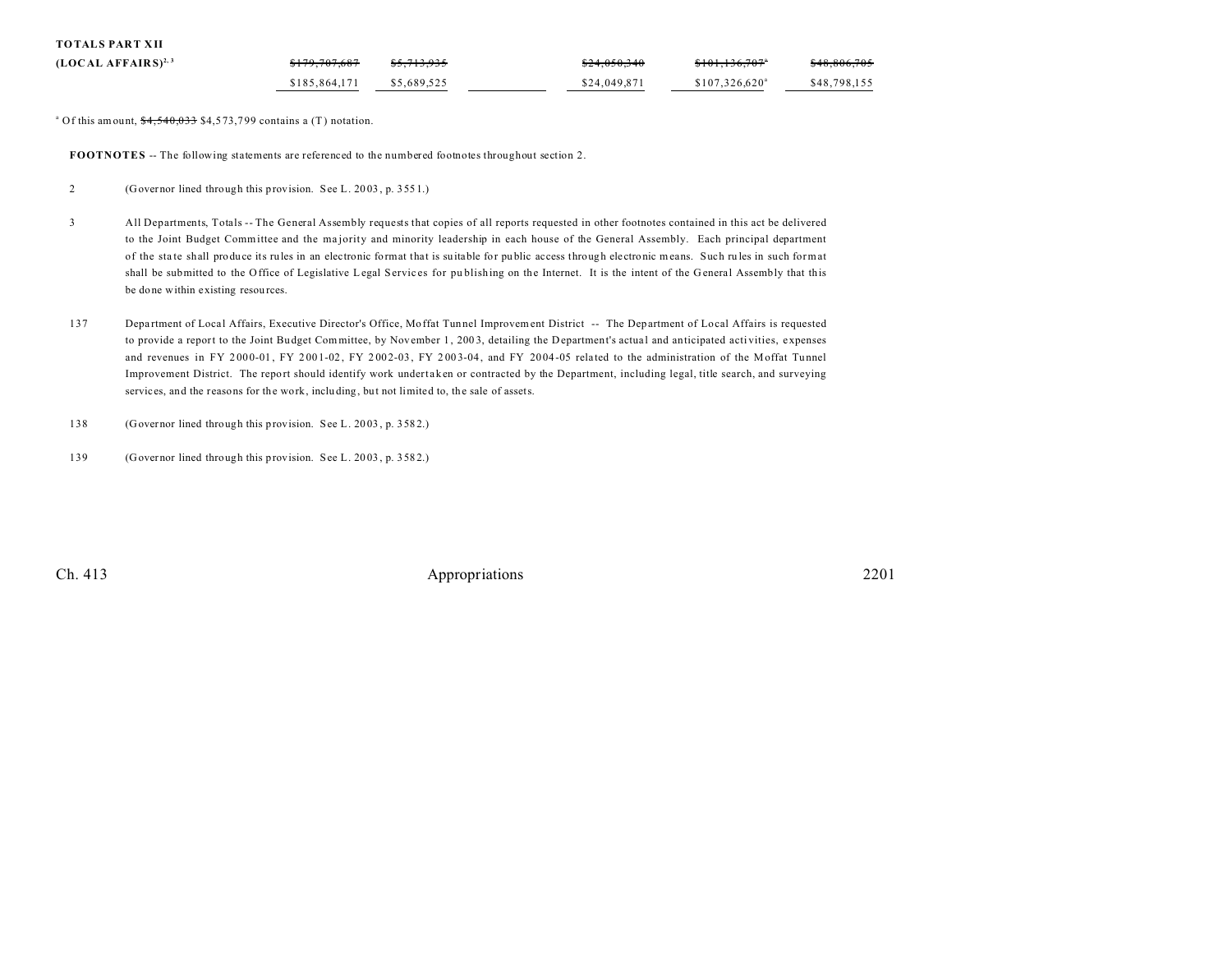| | | | | | | |
|---|---|---|---|---|---|---|
| **TOTALS PART XII** | | | | | | |
| **(LOCAL AFFAIRS)**[2, 3] | ~~$179,707,687~~ | ~~$5,713,935~~ | | ~~$24,050,340~~ | ~~$101,136,707~~[a] | ~~$48,806,705~~ |
| | $185,864,171 | $5,689,525 | | $24,049,871 | $107,326,620[a] | $48,798,155 |

[a] Of this amount, ~~$4,540,033~~ $4,573,799 contains a (T) notation.

**FOOTNOTES** -- The following statements are referenced to the numbered footnotes throughout section 2.

2 (Governor lined through this provision. See L. 2003, p. 3551.)

3 All Departments, Totals -- The General Assembly requests that copies of all reports requested in other footnotes contained in this act be delivered to the Joint Budget Committee and the majority and minority leadership in each house of the General Assembly. Each principal department of the state shall produce its rules in an electronic format that is suitable for public access through electronic means. Such rules in such format shall be submitted to the Office of Legislative Legal Services for publishing on the Internet. It is the intent of the General Assembly that this be done within existing resources.

137 Department of Local Affairs, Executive Director's Office, Moffat Tunnel Improvement District -- The Department of Local Affairs is requested to provide a report to the Joint Budget Committee, by November 1, 2003, detailing the Department's actual and anticipated activities, expenses and revenues in FY 2000-01, FY 2001-02, FY 2002-03, FY 2003-04, and FY 2004-05 related to the administration of the Moffat Tunnel Improvement District. The report should identify work undertaken or contracted by the Department, including legal, title search, and surveying services, and the reasons for the work, including, but not limited to, the sale of assets.

138 (Governor lined through this provision. See L. 2003, p. 3582.)

139 (Governor lined through this provision. See L. 2003, p. 3582.)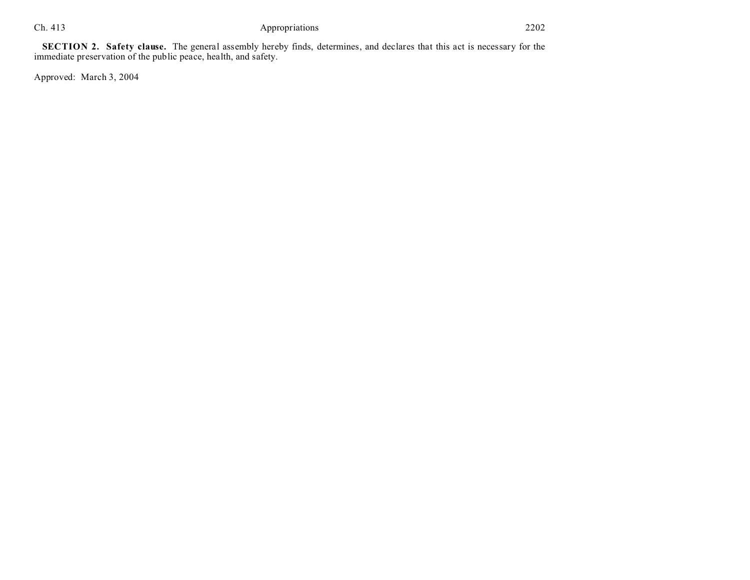**SECTION 2. Safety clause.** The general assembly hereby finds, determines, and declares that this act is necessary for the immediate preservation of the public peace, health, and safety.

Approved: March 3, 2004